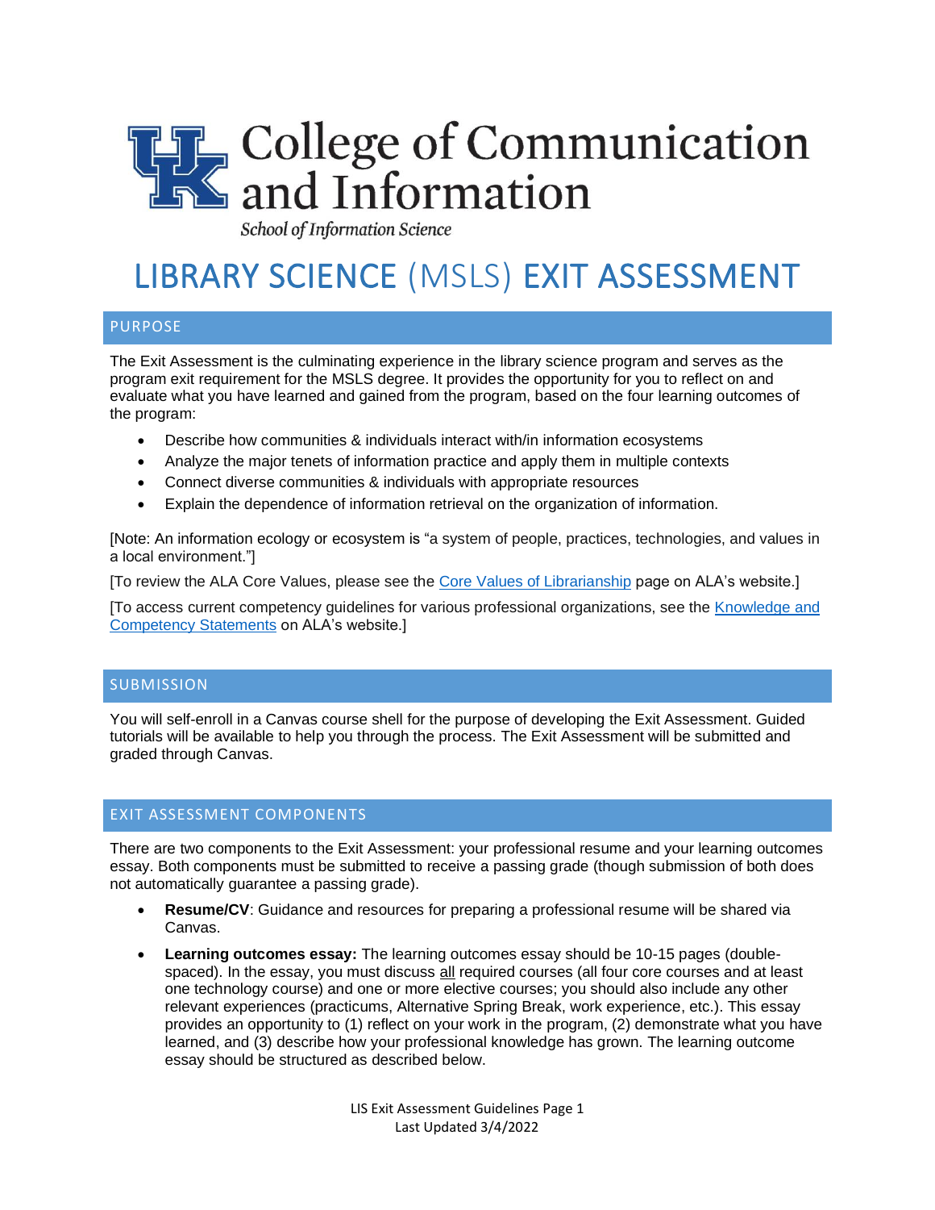# College of Communication and Information

*School of Information Science*

# LIBRARY SCIENCE (MSLS) EXIT ASSESSMENT

## PURPOSE

The Exit Assessment is the culminating experience in the library science program and serves as the program exit requirement for the MSLS degree. It provides the opportunity for you to reflect on and evaluate what you have learned and gained from the program, based on the four learning outcomes of the program:

- Describe how communities & individuals interact with/in information ecosystems
- Analyze the major tenets of information practice and apply them in multiple contexts
- Connect diverse communities & individuals with appropriate resources
- Explain the dependence of information retrieval on the organization of information.

[Note: An information ecology or ecosystem is "a system of people, practices, technologies, and values in a local environment."]

[To review the ALA Core Values, please see the [Core Values of Librarianship]() page on ALA's website.]

[To access current competency guidelines for various professional organizations, see the [Knowledge and Competency Statements]() on ALA's website.]

## SUBMISSION

You will self-enroll in a Canvas course shell for the purpose of developing the Exit Assessment. Guided tutorials will be available to help you through the process. The Exit Assessment will be submitted and graded through Canvas.

## EXIT ASSESSMENT COMPONENTS

There are two components to the Exit Assessment: your professional resume and your learning outcomes essay. Both components must be submitted to receive a passing grade (though submission of both does not automatically guarantee a passing grade).

- **Resume/CV**: Guidance and resources for preparing a professional resume will be shared via Canvas.
- **Learning outcomes essay:** The learning outcomes essay should be 10-15 pages (double-spaced). In the essay, you must discuss all required courses (all four core courses and at least one technology course) and one or more elective courses; you should also include any other relevant experiences (practicums, Alternative Spring Break, work experience, etc.). This essay provides an opportunity to (1) reflect on your work in the program, (2) demonstrate what you have learned, and (3) describe how your professional knowledge has grown. The learning outcome essay should be structured as described below.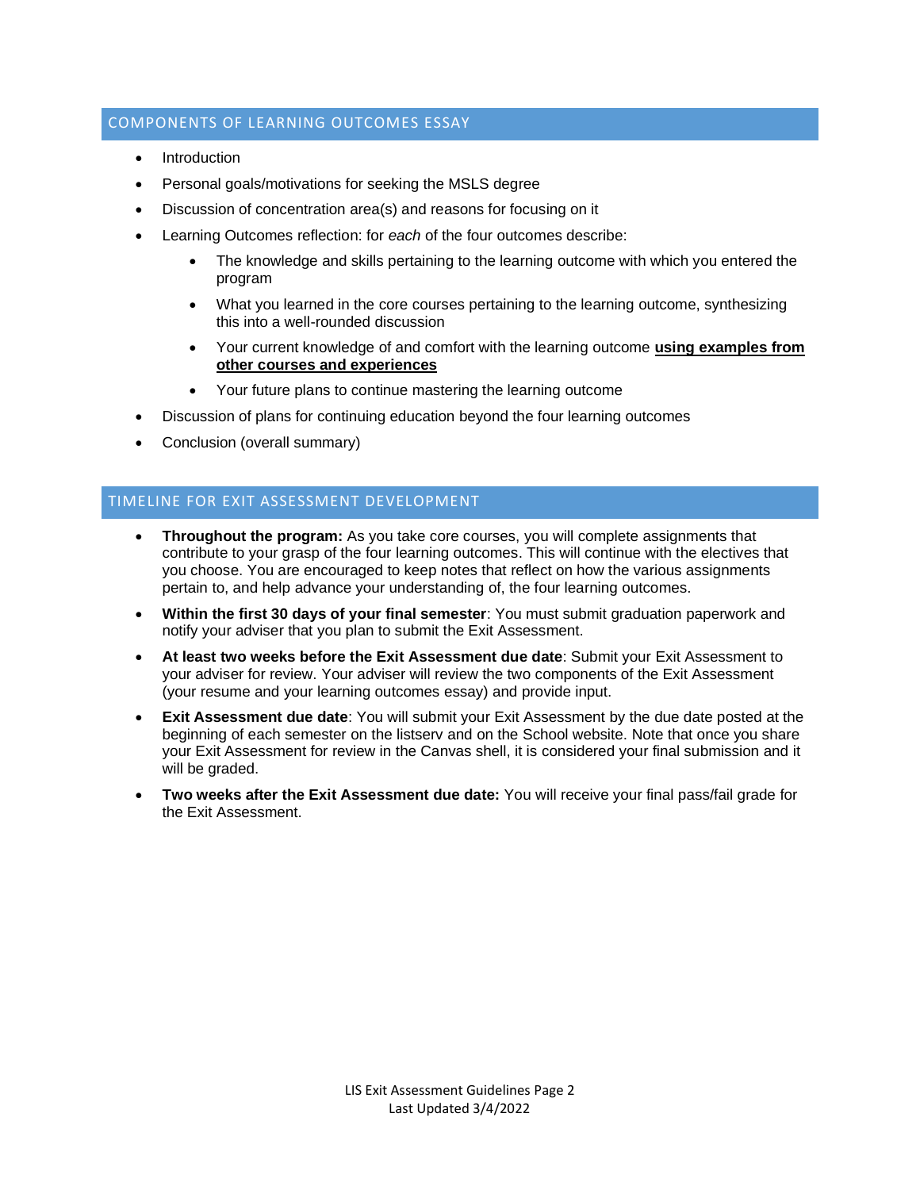## COMPONENTS OF LEARNING OUTCOMES ESSAY

- Introduction
- Personal goals/motivations for seeking the MSLS degree
- Discussion of concentration area(s) and reasons for focusing on it
- Learning Outcomes reflection: for *each* of the four outcomes describe:
    - The knowledge and skills pertaining to the learning outcome with which you entered the program
    - What you learned in the core courses pertaining to the learning outcome, synthesizing this into a well-rounded discussion
    - Your current knowledge of and comfort with the learning outcome **using examples from other courses and experiences**
    - Your future plans to continue mastering the learning outcome
- Discussion of plans for continuing education beyond the four learning outcomes
- Conclusion (overall summary)

## TIMELINE FOR EXIT ASSESSMENT DEVELOPMENT

- **Throughout the program:** As you take core courses, you will complete assignments that contribute to your grasp of the four learning outcomes. This will continue with the electives that you choose. You are encouraged to keep notes that reflect on how the various assignments pertain to, and help advance your understanding of, the four learning outcomes.
- **Within the first 30 days of your final semester**: You must submit graduation paperwork and notify your adviser that you plan to submit the Exit Assessment.
- **At least two weeks before the Exit Assessment due date**: Submit your Exit Assessment to your adviser for review. Your adviser will review the two components of the Exit Assessment (your resume and your learning outcomes essay) and provide input.
- **Exit Assessment due date**: You will submit your Exit Assessment by the due date posted at the beginning of each semester on the listserv and on the School website. Note that once you share your Exit Assessment for review in the Canvas shell, it is considered your final submission and it will be graded.
- **Two weeks after the Exit Assessment due date:** You will receive your final pass/fail grade for the Exit Assessment.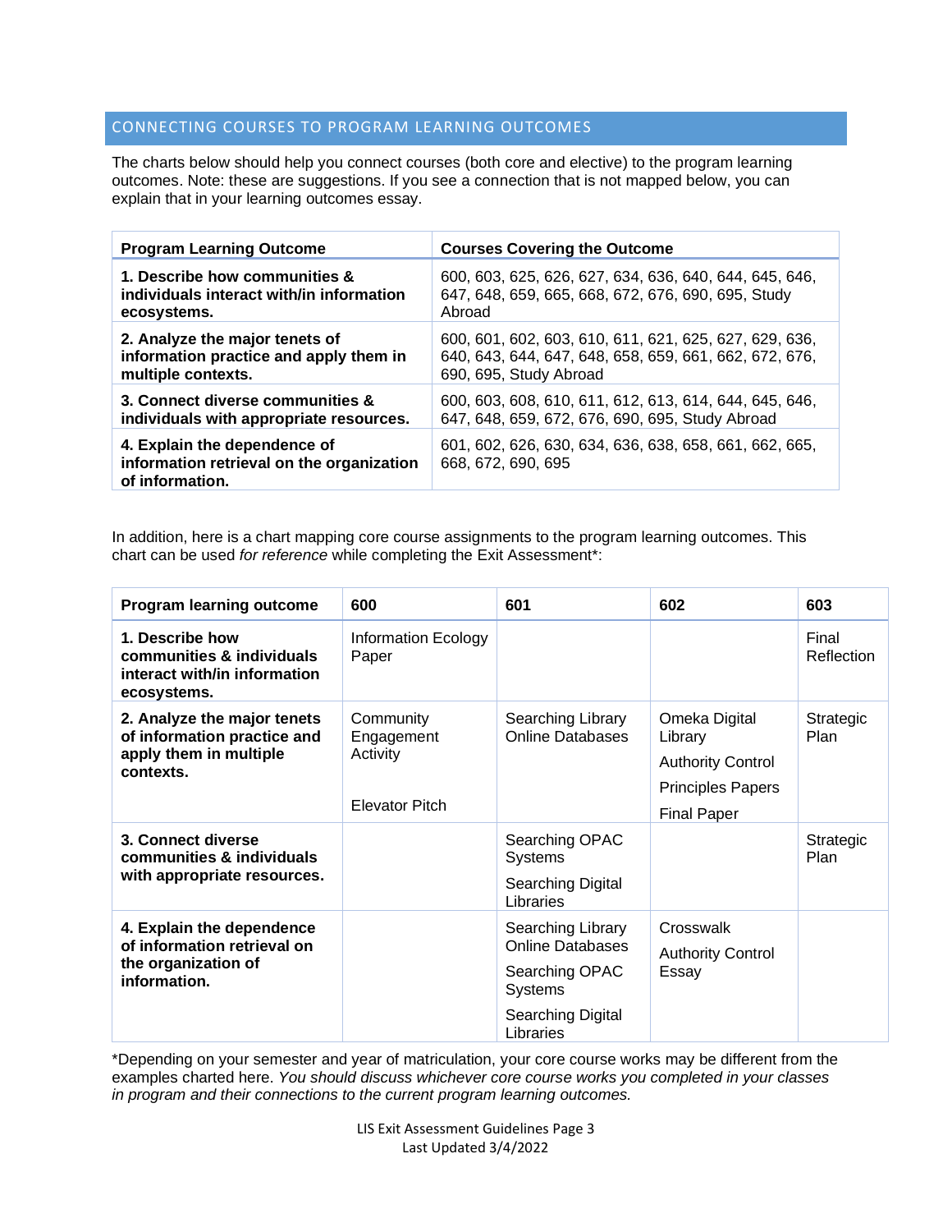## CONNECTING COURSES TO PROGRAM LEARNING OUTCOMES

The charts below should help you connect courses (both core and elective) to the program learning outcomes. Note: these are suggestions. If you see a connection that is not mapped below, you can explain that in your learning outcomes essay.

| Program Learning Outcome | Courses Covering the Outcome |
|---|---|
| **1. Describe how communities & individuals interact with/in information ecosystems.** | 600, 603, 625, 626, 627, 634, 636, 640, 644, 645, 646, 647, 648, 659, 665, 668, 672, 676, 690, 695, Study Abroad |
| **2. Analyze the major tenets of information practice and apply them in multiple contexts.** | 600, 601, 602, 603, 610, 611, 621, 625, 627, 629, 636, 640, 643, 644, 647, 648, 658, 659, 661, 662, 672, 676, 690, 695, Study Abroad |
| **3. Connect diverse communities & individuals with appropriate resources.** | 600, 603, 608, 610, 611, 612, 613, 614, 644, 645, 646, 647, 648, 659, 672, 676, 690, 695, Study Abroad |
| **4. Explain the dependence of information retrieval on the organization of information.** | 601, 602, 626, 630, 634, 636, 638, 658, 661, 662, 665, 668, 672, 690, 695 |

In addition, here is a chart mapping core course assignments to the program learning outcomes. This chart can be used *for reference* while completing the Exit Assessment*:

| Program learning outcome | 600 | 601 | 602 | 603 |
|---|---|---|---|---|
| **1. Describe how communities & individuals interact with/in information ecosystems.** | Information Ecology Paper | | | Final Reflection |
| **2. Analyze the major tenets of information practice and apply them in multiple contexts.** | Community Engagement Activity<br><br>Elevator Pitch | Searching Library Online Databases | Omeka Digital Library<br>Authority Control<br>Principles Papers<br>Final Paper | Strategic Plan |
| **3. Connect diverse communities & individuals with appropriate resources.** | | Searching OPAC Systems<br>Searching Digital Libraries | | Strategic Plan |
| **4. Explain the dependence of information retrieval on the organization of information.** | | Searching Library Online Databases<br>Searching OPAC Systems<br>Searching Digital Libraries | Crosswalk<br>Authority Control Essay | |

*Depending on your semester and year of matriculation, your core course works may be different from the examples charted here. *You should discuss whichever core course works you completed in your classes in program and their connections to the current program learning outcomes.*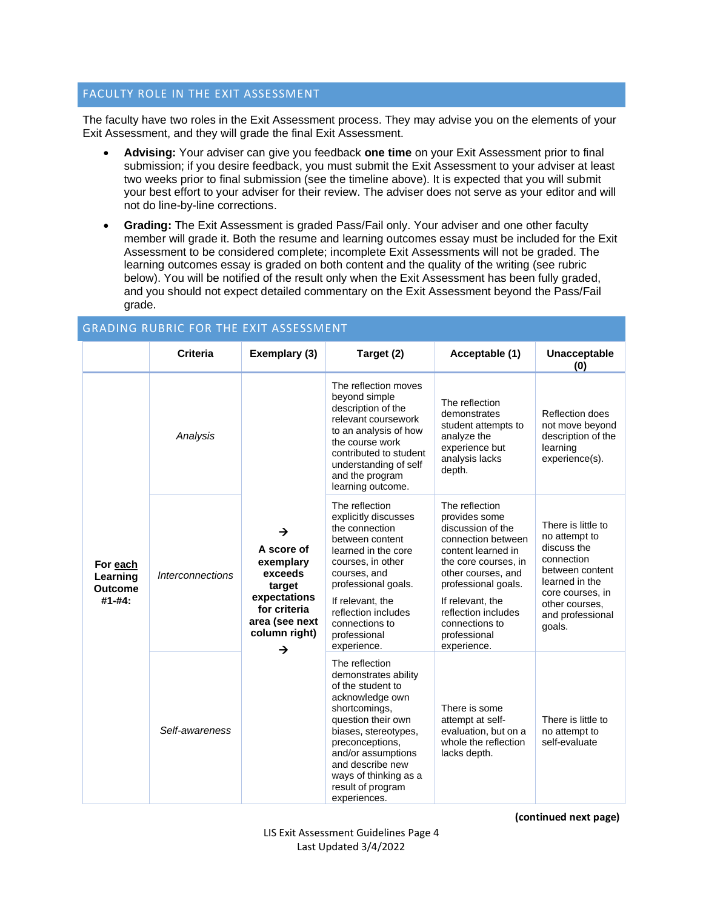## FACULTY ROLE IN THE EXIT ASSESSMENT

The faculty have two roles in the Exit Assessment process. They may advise you on the elements of your Exit Assessment, and they will grade the final Exit Assessment.

- **Advising:** Your adviser can give you feedback **one time** on your Exit Assessment prior to final submission; if you desire feedback, you must submit the Exit Assessment to your adviser at least two weeks prior to final submission (see the timeline above). It is expected that you will submit your best effort to your adviser for their review. The adviser does not serve as your editor and will not do line-by-line corrections.
- **Grading:** The Exit Assessment is graded Pass/Fail only. Your adviser and one other faculty member will grade it. Both the resume and learning outcomes essay must be included for the Exit Assessment to be considered complete; incomplete Exit Assessments will not be graded. The learning outcomes essay is graded on both content and the quality of the writing (see rubric below). You will be notified of the result only when the Exit Assessment has been fully graded, and you should not expect detailed commentary on the Exit Assessment beyond the Pass/Fail grade.

## GRADING RUBRIC FOR THE EXIT ASSESSMENT

| | Criteria | Exemplary (3) | Target (2) | Acceptable (1) | Unacceptable (0) |
|---|---|---|---|---|---|
| **For each Learning Outcome #1-#4:** | *Analysis* | → **A score of exemplary exceeds target expectations for criteria area (see next column right)** → | The reflection moves beyond simple description of the relevant coursework to an analysis of how the course work contributed to student understanding of self and the program learning outcome. | The reflection demonstrates student attempts to analyze the experience but analysis lacks depth. | Reflection does not move beyond description of the learning experience(s). |
| | *Interconnections* | | The reflection explicitly discusses the connection between content learned in the core courses, in other courses, and professional goals. If relevant, the reflection includes connections to professional experience. | The reflection provides some discussion of the connection between content learned in the core courses, in other courses, and professional goals. If relevant, the reflection includes connections to professional experience. | There is little to no attempt to discuss the connection between content learned in the core courses, in other courses, and professional goals. |
| | *Self-awareness* | | The reflection demonstrates ability of the student to acknowledge own shortcomings, question their own biases, stereotypes, preconceptions, and/or assumptions and describe new ways of thinking as a result of program experiences. | There is some attempt at self-evaluation, but on a whole the reflection lacks depth. | There is little to no attempt to self-evaluate |

**(continued next page)**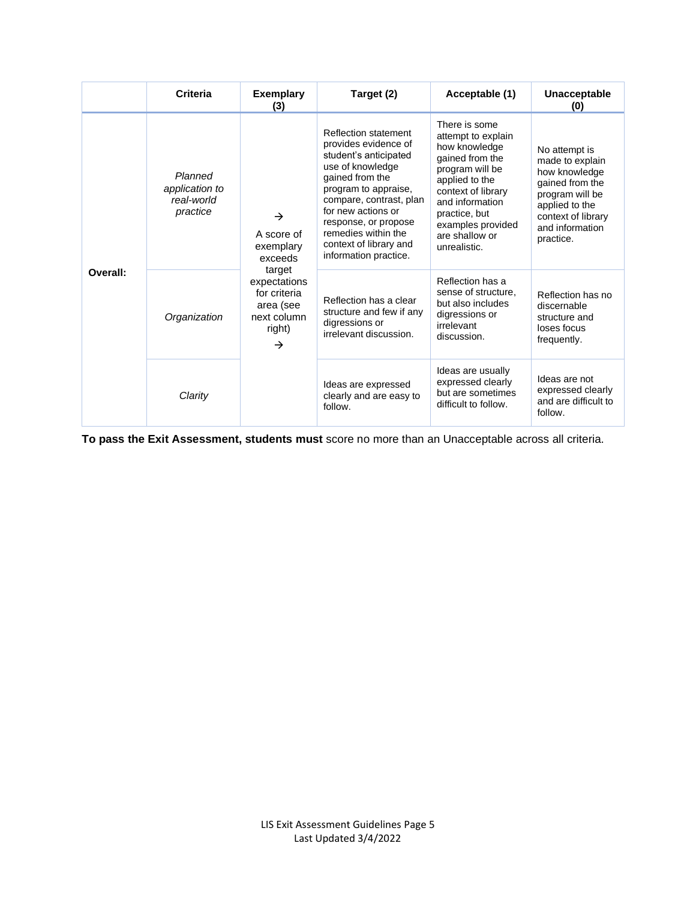| | Criteria | Exemplary (3) | Target (2) | Acceptable (1) | Unacceptable (0) |
|---|---|---|---|---|---|
| **Overall:** | *Planned application to real-world practice* | → A score of exemplary exceeds target expectations for criteria area (see next column right) → | Reflection statement provides evidence of student's anticipated use of knowledge gained from the program to appraise, compare, contrast, plan for new actions or response, or propose remedies within the context of library and information practice. | There is some attempt to explain how knowledge gained from the program will be applied to the context of library and information practice, but examples provided are shallow or unrealistic. | No attempt is made to explain how knowledge gained from the program will be applied to the context of library and information practice. |
| | *Organization* | | Reflection has a clear structure and few if any digressions or irrelevant discussion. | Reflection has a sense of structure, but also includes digressions or irrelevant discussion. | Reflection has no discernable structure and loses focus frequently. |
| | *Clarity* | | Ideas are expressed clearly and are easy to follow. | Ideas are usually expressed clearly but are sometimes difficult to follow. | Ideas are not expressed clearly and are difficult to follow. |

**To pass the Exit Assessment, students must** score no more than an Unacceptable across all criteria.